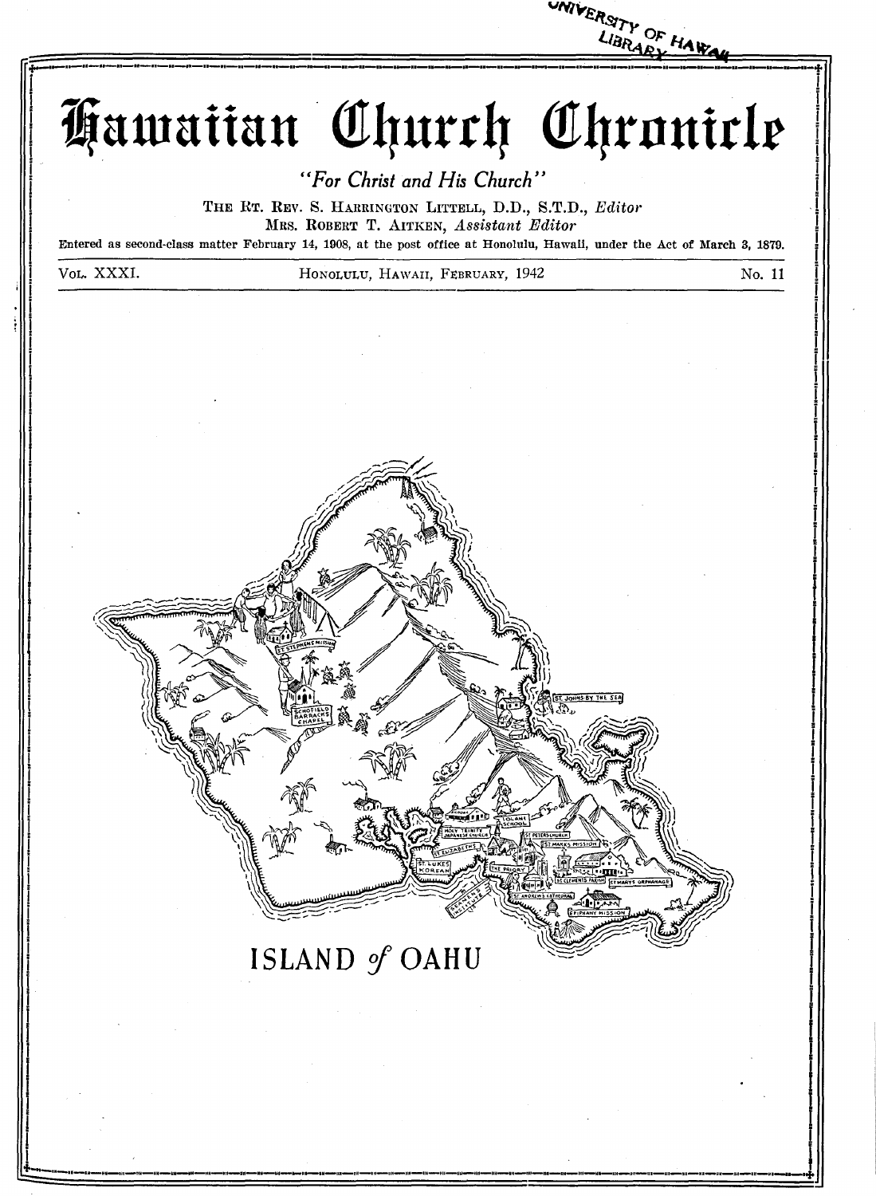# Hawaiian Church Chronicle

*"For Christ and His Church"*

THE RT. REV. S. HARRINGTON LITTELL, D.D., S.T.D., *Editor*
MRS. ROBERT T. AITKEN, *Assistant Editor*

Entered as second-class matter February 14, 1908, at the post office at Honolulu, Hawaii, under the Act of March 3, 1879.

VOL. XXXI. HONOLULU, HAWAII, FEBRUARY, 1942 No. 11

ISLAND *of* OAHU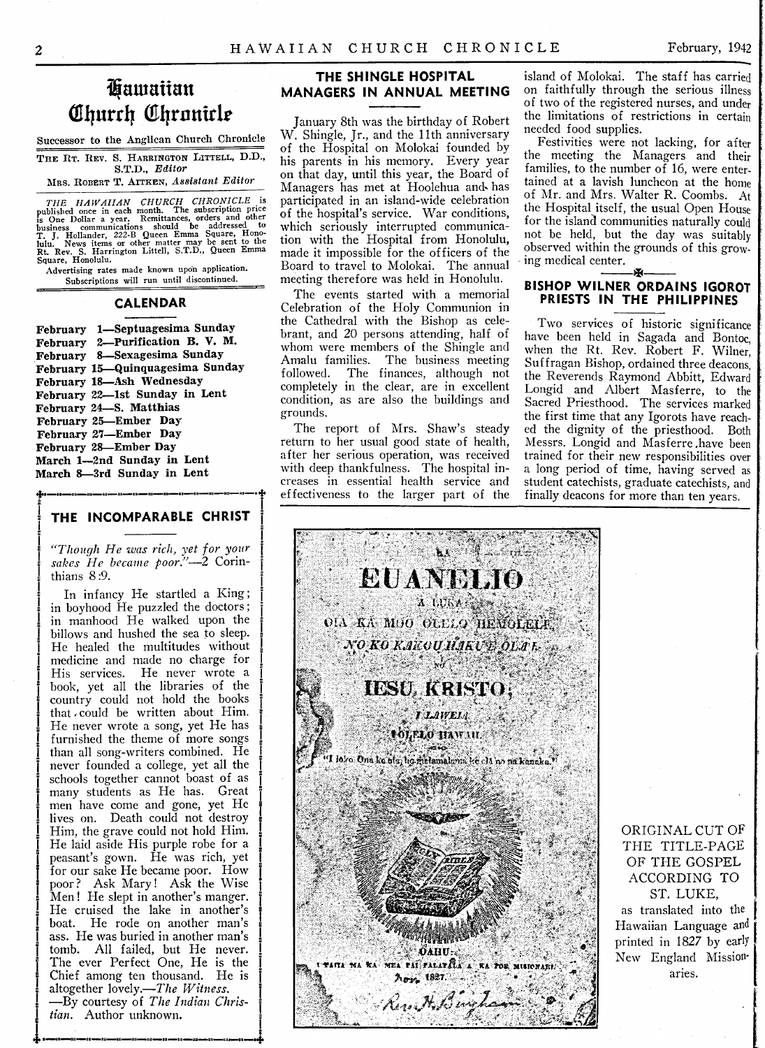# Hawaiian Church Chronicle

Successor to the Anglican Church Chronicle

THE RT. REV. S. HARRINGTON LITTELL, D.D., S.T.D., *Editor*

MRS. ROBERT T. AITKEN, *Assistant Editor*

*THE HAWAIIAN CHURCH CHRONICLE* is published once in each month. The subscription price is One Dollar a year. Remittances, orders and other business communications should be addressed to T. J. Hollander, 222-B Queen Emma Square, Honolulu. News items or other matter may be sent to the Rt. Rev. S. Harrington Littell, S.T.D., Queen Emma Square, Honolulu.

Advertising rates made known upon application.

Subscriptions will run until discontinued.

## CALENDAR

**February 1—Septuagesima Sunday**
**February 2—Purification B. V. M.**
**February 8—Sexagesima Sunday**
**February 15—Quinquagesima Sunday**
**February 18—Ash Wednesday**
**February 22—1st Sunday in Lent**
**February 24—S. Matthias**
**February 25—Ember Day**
**February 27—Ember Day**
**February 28—Ember Day**
**March 1—2nd Sunday in Lent**
**March 8—3rd Sunday in Lent**

## THE INCOMPARABLE CHRIST

*"Though He was rich, yet for your sakes He became poor."*—2 Corinthians 8:9.

In infancy He startled a King; in boyhood He puzzled the doctors; in manhood He walked upon the billows and hushed the sea to sleep. He healed the multitudes without medicine and made no charge for His services. He never wrote a book, yet all the libraries of the country could not hold the books that could be written about Him. He never wrote a song, yet He has furnished the theme of more songs than all song-writers combined. He never founded a college, yet all the schools together cannot boast of as many students as He has. Great men have come and gone, yet He lives on. Death could not destroy Him, the grave could not hold Him. He laid aside His purple robe for a peasant's gown. He was rich, yet for our sake He became poor. How poor? Ask Mary! Ask the Wise Men! He slept in another's manger. He cruised the lake in another's boat. He rode on another man's ass. He was buried in another man's tomb. All failed, but He never. The ever Perfect One, He is the Chief among ten thousand. He is altogether lovely.—*The Witness.*

—By courtesy of *The Indian Christian.* Author unknown.

## THE SHINGLE HOSPITAL MANAGERS IN ANNUAL MEETING

January 8th was the birthday of Robert W. Shingle, Jr., and the 11th anniversary of the Hospital on Molokai founded by his parents in his memory. Every year on that day, until this year, the Board of Managers has met at Hoolehua and has participated in an island-wide celebration of the hospital's service. War conditions, which seriously interrupted communication with the Hospital from Honolulu, made it impossible for the officers of the Board to travel to Molokai. The annual meeting therefore was held in Honolulu.

The events started with a memorial Celebration of the Holy Communion in the Cathedral with the Bishop as celebrant, and 20 persons attending, half of whom were members of the Shingle and Amalu families. The business meeting followed. The finances, although not completely in the clear, are in excellent condition, as are also the buildings and grounds.

The report of Mrs. Shaw's steady return to her usual good state of health, after her serious operation, was received with deep thankfulness. The hospital increases in essential health service and effectiveness to the larger part of the island of Molokai. The staff has carried on faithfully through the serious illness of two of the registered nurses, and under the limitations of restrictions in certain needed food supplies.

Festivities were not lacking, for after the meeting the Managers and their families, to the number of 16, were entertained at a lavish luncheon at the home of Mr. and Mrs. Walter R. Coombs. At the Hospital itself, the usual Open House for the island communities naturally could not be held, but the day was suitably observed within the grounds of this growing medical center.

## BISHOP WILNER ORDAINS IGOROT PRIESTS IN THE PHILIPPINES

Two services of historic significance have been held in Sagada and Bontoc, when the Rt. Rev. Robert F. Wilner, Suffragan Bishop, ordained three deacons, the Reverends Raymond Abbitt, Edward Longid and Albert Masferre, to the Sacred Priesthood. The services marked the first time that any Igorots have reached the dignity of the priesthood. Both Messrs. Longid and Masferre have been trained for their new responsibilities over a long period of time, having served as student catechists, graduate catechists, and finally deacons for more than ten years.

KA EUANELIO A LUKA, OIA KA MOO OLELO HEMOLELE NO KO KAKOU HAKU E OLA'I, NO IESU KRISTO; I LAWELIA I OLELO HAWAII.

"I loko Ona ke ola; he malamalama ke ola no na kanaka."

OAHU: I PAIIA MA KA MEA PAI PALAPALA A KA POE MISIONARI. Nov. 1827.

Rev. H. Bingham

ORIGINAL CUT OF THE TITLE-PAGE OF THE GOSPEL ACCORDING TO ST. LUKE, as translated into the Hawaiian Language and printed in 1827 by early New England Missionaries.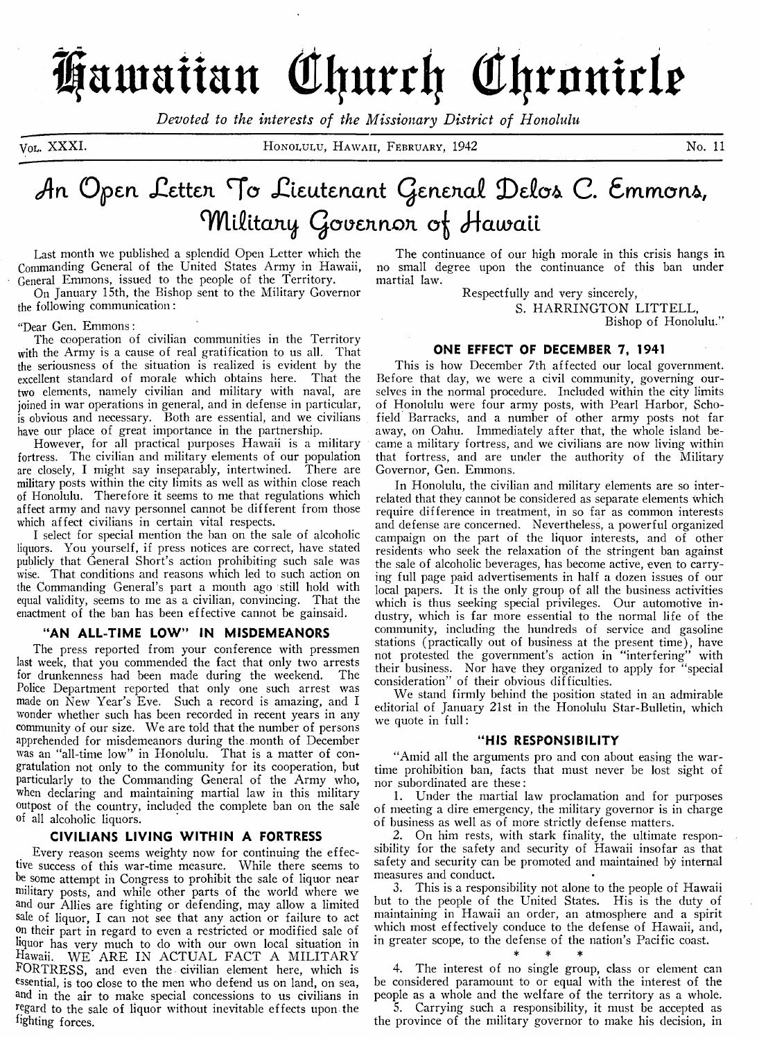// Hawaiian Church Chronicle

*Devoted to the interests of the Missionary District of Honolulu*

Vol. XXXI. Honolulu, Hawaii, February, 1942 No. 11

# An Open Letter To Lieutenant General Delos C. Emmons, Military Governor of Hawaii

Last month we published a splendid Open Letter which the Commanding General of the United States Army in Hawaii, General Emmons, issued to the people of the Territory.

On January 15th, the Bishop sent to the Military Governor the following communication:

"Dear Gen. Emmons:

The cooperation of civilian communities in the Territory with the Army is a cause of real gratification to us all. That the seriousness of the situation is realized is evident by the excellent standard of morale which obtains here. That the two elements, namely civilian and military with naval, are joined in war operations in general, and in defense in particular, is obvious and necessary. Both are essential, and we civilians have our place of great importance in the partnership.

However, for all practical purposes Hawaii is a military fortress. The civilian and military elements of our population are closely, I might say inseparably, intertwined. There are military posts within the city limits as well as within close reach of Honolulu. Therefore it seems to me that regulations which affect army and navy personnel cannot be different from those which affect civilians in certain vital respects.

I select for special mention the ban on the sale of alcoholic liquors. You yourself, if press notices are correct, have stated publicly that General Short's action prohibiting such sale was wise. That conditions and reasons which led to such action on the Commanding General's part a month ago still hold with equal validity, seems to me as a civilian, convincing. That the enactment of the ban has been effective cannot be gainsaid.

### "AN ALL-TIME LOW" IN MISDEMEANORS

The press reported from your conference with pressmen last week, that you commended the fact that only two arrests for drunkenness had been made during the weekend. The Police Department reported that only one such arrest was made on New Year's Eve. Such a record is amazing, and I wonder whether such has been recorded in recent years in any community of our size. We are told that the number of persons apprehended for misdemeanors during the month of December was an "all-time low" in Honolulu. That is a matter of congratulation not only to the community for its cooperation, but particularly to the Commanding General of the Army who, when declaring and maintaining martial law in this military outpost of the country, included the complete ban on the sale of all alcoholic liquors.

### CIVILIANS LIVING WITHIN A FORTRESS

Every reason seems weighty now for continuing the effective success of this war-time measure. While there seems to be some attempt in Congress to prohibit the sale of liquor near military posts, and while other parts of the world where we and our Allies are fighting or defending, may allow a limited sale of liquor, I can not see that any action or failure to act on their part in regard to even a restricted or modified sale of liquor has very much to do with our own local situation in Hawaii. WE ARE IN ACTUAL FACT A MILITARY FORTRESS, and even the civilian element here, which is essential, is too close to the men who defend us on land, on sea, and in the air to make special concessions to us civilians in regard to the sale of liquor without inevitable effects upon the fighting forces.

The continuance of our high morale in this crisis hangs in no small degree upon the continuance of this ban under martial law.

Respectfully and very sincerely,

S. HARRINGTON LITTELL,

Bishop of Honolulu."

### ONE EFFECT OF DECEMBER 7, 1941

This is how December 7th affected our local government. Before that day, we were a civil community, governing ourselves in the normal procedure. Included within the city limits of Honolulu were four army posts, with Pearl Harbor, Schofield Barracks, and a number of other army posts not far away, on Oahu. Immediately after that, the whole island became a military fortress, and we civilians are now living within that fortress, and are under the authority of the Military Governor, Gen. Emmons.

In Honolulu, the civilian and military elements are so interrelated that they cannot be considered as separate elements which require difference in treatment, in so far as common interests and defense are concerned. Nevertheless, a powerful organized campaign on the part of the liquor interests, and of other residents who seek the relaxation of the stringent ban against the sale of alcoholic beverages, has become active, even to carrying full page paid advertisements in half a dozen issues of our local papers. It is the only group of all the business activities which is thus seeking special privileges. Our automotive industry, which is far more essential to the normal life of the community, including the hundreds of service and gasoline stations (practically out of business at the present time), have not protested the government's action in "interfering" with their business. Nor have they organized to apply for "special consideration" of their obvious difficulties.

We stand firmly behind the position stated in an admirable editorial of January 21st in the Honolulu Star-Bulletin, which we quote in full:

### "HIS RESPONSIBILITY

"Amid all the arguments pro and con about easing the wartime prohibition ban, facts that must never be lost sight of nor subordinated are these:

1. Under the martial law proclamation and for purposes of meeting a dire emergency, the military governor is in charge of business as well as of more strictly defense matters.

2. On him rests, with stark finality, the ultimate responsibility for the safety and security of Hawaii insofar as that safety and security can be promoted and maintained by internal measures and conduct.

3. This is a responsibility not alone to the people of Hawaii but to the people of the United States. His is the duty of maintaining in Hawaii an order, an atmosphere and a spirit which most effectively conduce to the defense of Hawaii, and, in greater scope, to the defense of the nation's Pacific coast.

\* \* \*

4. The interest of no single group, class or element can be considered paramount to or equal with the interest of the people as a whole and the welfare of the territory as a whole.

5. Carrying such a responsibility, it must be accepted as the province of the military governor to make his decision, in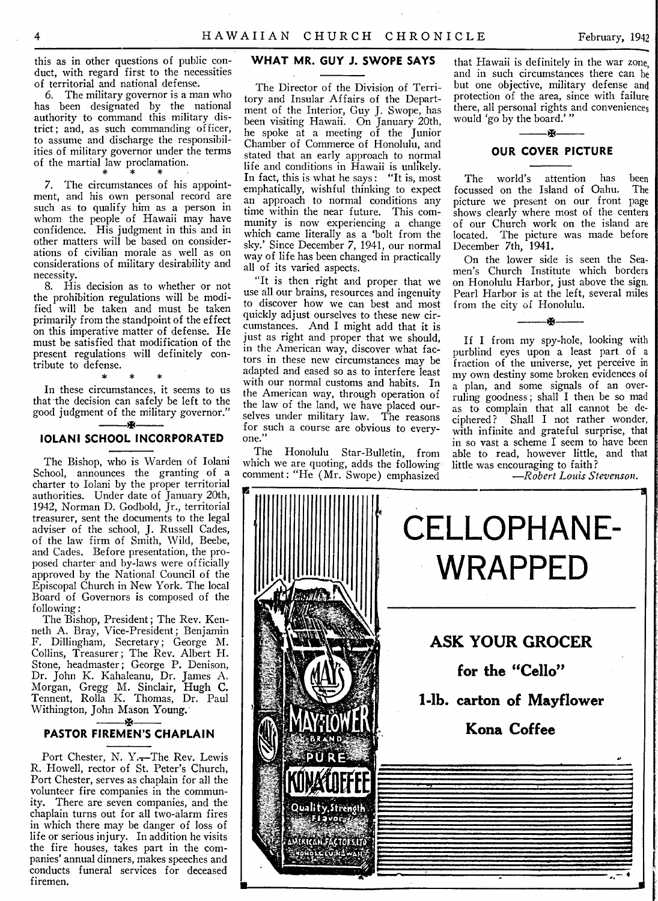this as in other questions of public conduct, with regard first to the necessities of territorial and national defense.

6. The military governor is a man who has been designated by the national authority to command this military district; and, as such commanding officer, to assume and discharge the responsibilities of military governor under the terms of the martial law proclamation.

\* \* \*

7. The circumstances of his appointment, and his own personal record are such as to qualify him as a person in whom the people of Hawaii may have confidence. His judgment in this and in other matters will be based on considerations of civilian morale as well as on considerations of military desirability and necessity.

8. His decision as to whether or not the prohibition regulations will be modified will be taken and must be taken primarily from the standpoint of the effect on this imperative matter of defense. He must be satisfied that modification of the present regulations will definitely contribute to defense.

\* \* \*

In these circumstances, it seems to us that the decision can safely be left to the good judgment of the military governor."

## IOLANI SCHOOL INCORPORATED

The Bishop, who is Warden of Iolani School, announces the granting of a charter to Iolani by the proper territorial authorities. Under date of January 20th, 1942, Norman D. Godbold, Jr., territorial treasurer, sent the documents to the legal adviser of the school, J. Russell Cades, of the law firm of Smith, Wild, Beebe, and Cades. Before presentation, the proposed charter and by-laws were officially approved by the National Council of the Episcopal Church in New York. The local Board of Governors is composed of the following:

The Bishop, President; The Rev. Kenneth A. Bray, Vice-President; Benjamin F. Dillingham, Secretary; George M. Collins, Treasurer; The Rev. Albert H. Stone, headmaster; George P. Denison, Dr. John K. Kahaleanu, Dr. James A. Morgan, Gregg M. Sinclair, Hugh C. Tennent, Rolla K. Thomas, Dr. Paul Withington, John Mason Young.

## PASTOR FIREMEN'S CHAPLAIN

Port Chester, N. Y.—The Rev. Lewis R. Howell, rector of St. Peter's Church, Port Chester, serves as chaplain for all the volunteer fire companies in the community. There are seven companies, and the chaplain turns out for all two-alarm fires in which there may be danger of loss of life or serious injury. In addition he visits the fire houses, takes part in the companies' annual dinners, makes speeches and conducts funeral services for deceased firemen.

## WHAT MR. GUY J. SWOPE SAYS

The Director of the Division of Territory and Insular Affairs of the Department of the Interior, Guy J. Swope, has been visiting Hawaii. On January 20th, he spoke at a meeting of the Junior Chamber of Commerce of Honolulu, and stated that an early approach to normal life and conditions in Hawaii is unlikely. In fact, this is what he says: "It is, most emphatically, wishful thinking to expect an approach to normal conditions any time within the near future. This community is now experiencing a change which came literally as a 'bolt from the sky.' Since December 7, 1941, our normal way of life has been changed in practically all of its varied aspects.

"It is then right and proper that we use all our brains, resources and ingenuity to discover how we can best and most quickly adjust ourselves to these new circumstances. And I might add that it is just as right and proper that we should, in the American way, discover what factors in these new circumstances may be adapted and eased so as to interfere least with our normal customs and habits. In the American way, through operation of the law of the land, we have placed ourselves under military law. The reasons for such a course are obvious to everyone."

The Honolulu Star-Bulletin, from which we are quoting, adds the following comment: "He (Mr. Swope) emphasized that Hawaii is definitely in the war zone, and in such circumstances there can be but one objective, military defense and protection of the area, since with failure there, all personal rights and conveniences would 'go by the board.'"

## OUR COVER PICTURE

The world's attention has been focussed on the Island of Oahu. The picture we present on our front page shows clearly where most of the centers of our Church work on the island are located. The picture was made before December 7th, 1941.

On the lower side is seen the Seamen's Church Institute which borders on Honolulu Harbor, just above the sign. Pearl Harbor is at the left, several miles from the city of Honolulu.

If I from my spy-hole, looking with purblind eyes upon a least part of a fraction of the universe, yet perceive in my own destiny some broken evidences of a plan, and some signals of an overruling goodness; shall I then be so mad as to complain that all cannot be deciphered? Shall I not rather wonder, with infinite and grateful surprise, that in so vast a scheme I seem to have been able to read, however little, and that little was encouraging to faith?

—*Robert Louis Stevenson.*

# CELLOPHANE-WRAPPED

**ASK YOUR GROCER**

**for the "Cello"**

**1-lb. carton of Mayflower**

**Kona Coffee**

MAY'S MAYFLOWER BRAND PURE KONA COFFEE Quality, Strength Flavor AMERICAN FACTORS LTD HONOLULU, HAWAII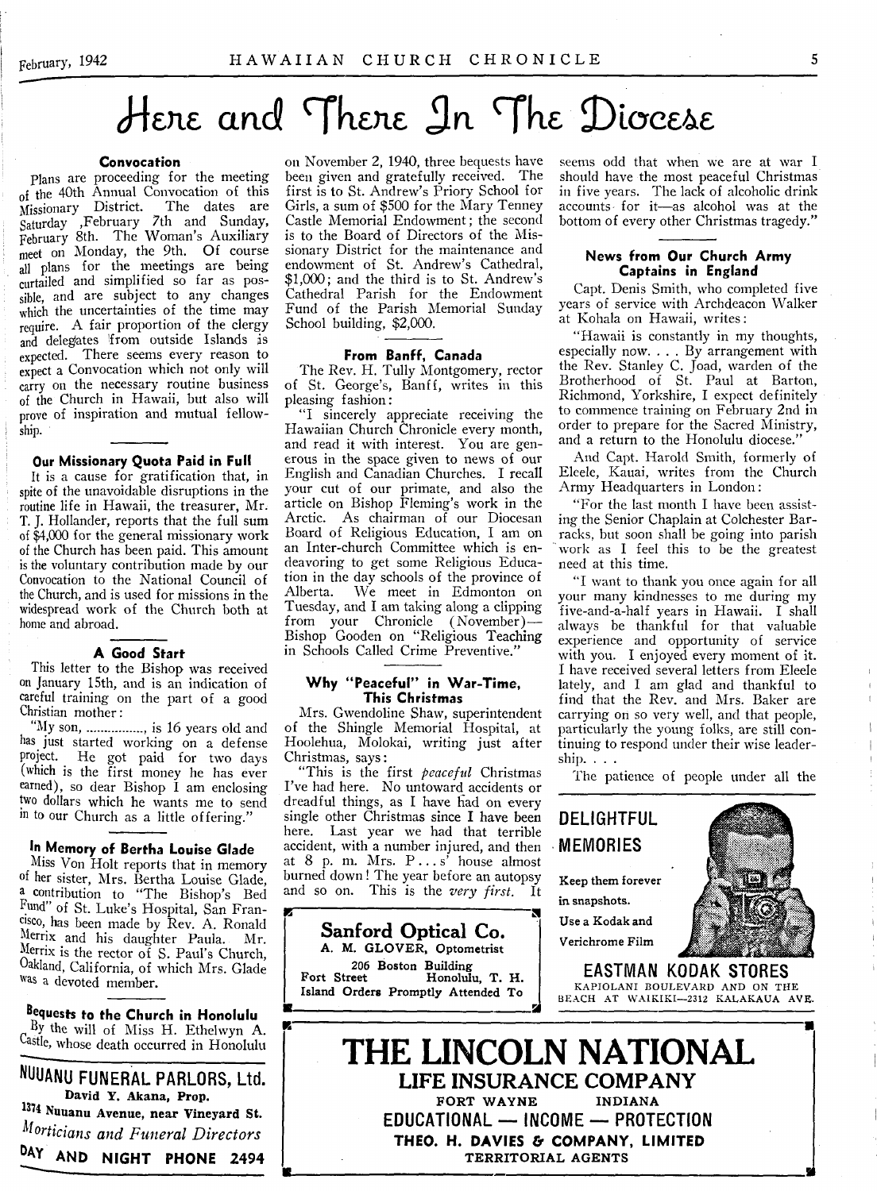# Here and There In The Diocese

### Convocation

Plans are proceeding for the meeting of the 40th Annual Convocation of this Missionary District. The dates are Saturday ,February 7th and Sunday, February 8th. The Woman's Auxiliary meet on Monday, the 9th. Of course all plans for the meetings are being curtailed and simplified so far as possible, and are subject to any changes which the uncertainties of the time may require. A fair proportion of the clergy and delegates from outside Islands is expected. There seems every reason to expect a Convocation which not only will carry on the necessary routine business of the Church in Hawaii, but also will prove of inspiration and mutual fellowship.

### Our Missionary Quota Paid in Full

It is a cause for gratification that, in spite of the unavoidable disruptions in the routine life in Hawaii, the treasurer, Mr. T. J. Hollander, reports that the full sum of $4,000 for the general missionary work of the Church has been paid. This amount is the voluntary contribution made by our Convocation to the National Council of the Church, and is used for missions in the widespread work of the Church both at home and abroad.

### A Good Start

This letter to the Bishop was received on January 15th, and is an indication of careful training on the part of a good Christian mother:

"My son, ................, is 16 years old and has just started working on a defense project. He got paid for two days (which is the first money he has ever earned), so dear Bishop I am enclosing two dollars which he wants me to send in to our Church as a little offering."

### In Memory of Bertha Louise Glade

Miss Von Holt reports that in memory of her sister, Mrs. Bertha Louise Glade, a contribution to "The Bishop's Bed Fund" of St. Luke's Hospital, San Francisco, has been made by Rev. A. Ronald Merrix and his daughter Paula. Mr. Merrix is the rector of S. Paul's Church, Oakland, California, of which Mrs. Glade was a devoted member.

### Bequests to the Church in Honolulu

By the will of Miss H. Ethelwyn A. Castle, whose death occurred in Honolulu on November 2, 1940, three bequests have been given and gratefully received. The first is to St. Andrew's Priory School for Girls, a sum of $500 for the Mary Tenney Castle Memorial Endowment; the second is to the Board of Directors of the Missionary District for the maintenance and endowment of St. Andrew's Cathedral, $1,000; and the third is to St. Andrew's Cathedral Parish for the Endowment Fund of the Parish Memorial Sunday School building, $2,000.

### From Banff, Canada

The Rev. H. Tully Montgomery, rector of St. George's, Banff, writes in this pleasing fashion:

"I sincerely appreciate receiving the Hawaiian Church Chronicle every month, and read it with interest. You are generous in the space given to news of our English and Canadian Churches. I recall your cut of our primate, and also the article on Bishop Fleming's work in the Arctic. As chairman of our Diocesan Board of Religious Education, I am on an Inter-church Committee which is endeavoring to get some Religious Education in the day schools of the province of Alberta. We meet in Edmonton on Tuesday, and I am taking along a clipping from your Chronicle (November)—Bishop Gooden on "Religious Teaching in Schools Called Crime Preventive."

### Why "Peaceful" in War-Time, This Christmas

Mrs. Gwendoline Shaw, superintendent of the Shingle Memorial Hospital, at Hoolehua, Molokai, writing just after Christmas, says:

"This is the first *peaceful* Christmas I've had here. No untoward accidents or dreadful things, as I have had on every single other Christmas since I have been here. Last year we had that terrible accident, with a number injured, and then at 8 p. m. Mrs. P...s' house almost burned down! The year before an autopsy and so on. This is the *very first.* It seems odd that when we are at war I should have the most peaceful Christmas in five years. The lack of alcoholic drink accounts for it—as alcohol was at the bottom of every other Christmas tragedy."

### News from Our Church Army Captains in England

Capt. Denis Smith, who completed five years of service with Archdeacon Walker at Kohala on Hawaii, writes:

"Hawaii is constantly in my thoughts, especially now. . . . By arrangement with the Rev. Stanley C. Joad, warden of the Brotherhood of St. Paul at Barton, Richmond, Yorkshire, I expect definitely to commence training on February 2nd in order to prepare for the Sacred Ministry, and a return to the Honolulu diocese."

And Capt. Harold Smith, formerly of Eleele, Kauai, writes from the Church Army Headquarters in London:

"For the last month I have been assisting the Senior Chaplain at Colchester Barracks, but soon shall be going into parish work as I feel this to be the greatest need at this time.

"I want to thank you once again for all your many kindnesses to me during my five-and-a-half years in Hawaii. I shall always be thankful for that valuable experience and opportunity of service with you. I enjoyed every moment of it. I have received several letters from Eleele lately, and I am glad and thankful to find that the Rev. and Mrs. Baker are carrying on so very well, and that people, particularly the young folks, are still continuing to respond under their wise leadership. . . .

The patience of people under all the

---

**NUUANU FUNERAL PARLORS, Ltd.**
David Y. Akana, Prop.
1374 Nuuanu Avenue, near Vineyard St.
*Morticians and Funeral Directors*
**DAY AND NIGHT PHONE 2494**

---

**Sanford Optical Co.**
A. M. GLOVER, Optometrist
206 Boston Building
Fort Street Honolulu, T. H.
Island Orders Promptly Attended To

---

**DELIGHTFUL MEMORIES**
Keep them forever in snapshots.
Use a Kodak and Verichrome Film
**EASTMAN KODAK STORES**
KAPIOLANI BOULEVARD AND ON THE BEACH AT WAIKIKI—2312 KALAKAUA AVE.

---

**THE LINCOLN NATIONAL**
**LIFE INSURANCE COMPANY**
FORT WAYNE INDIANA
**EDUCATIONAL — INCOME — PROTECTION**
**THEO. H. DAVIES & COMPANY, LIMITED**
TERRITORIAL AGENTS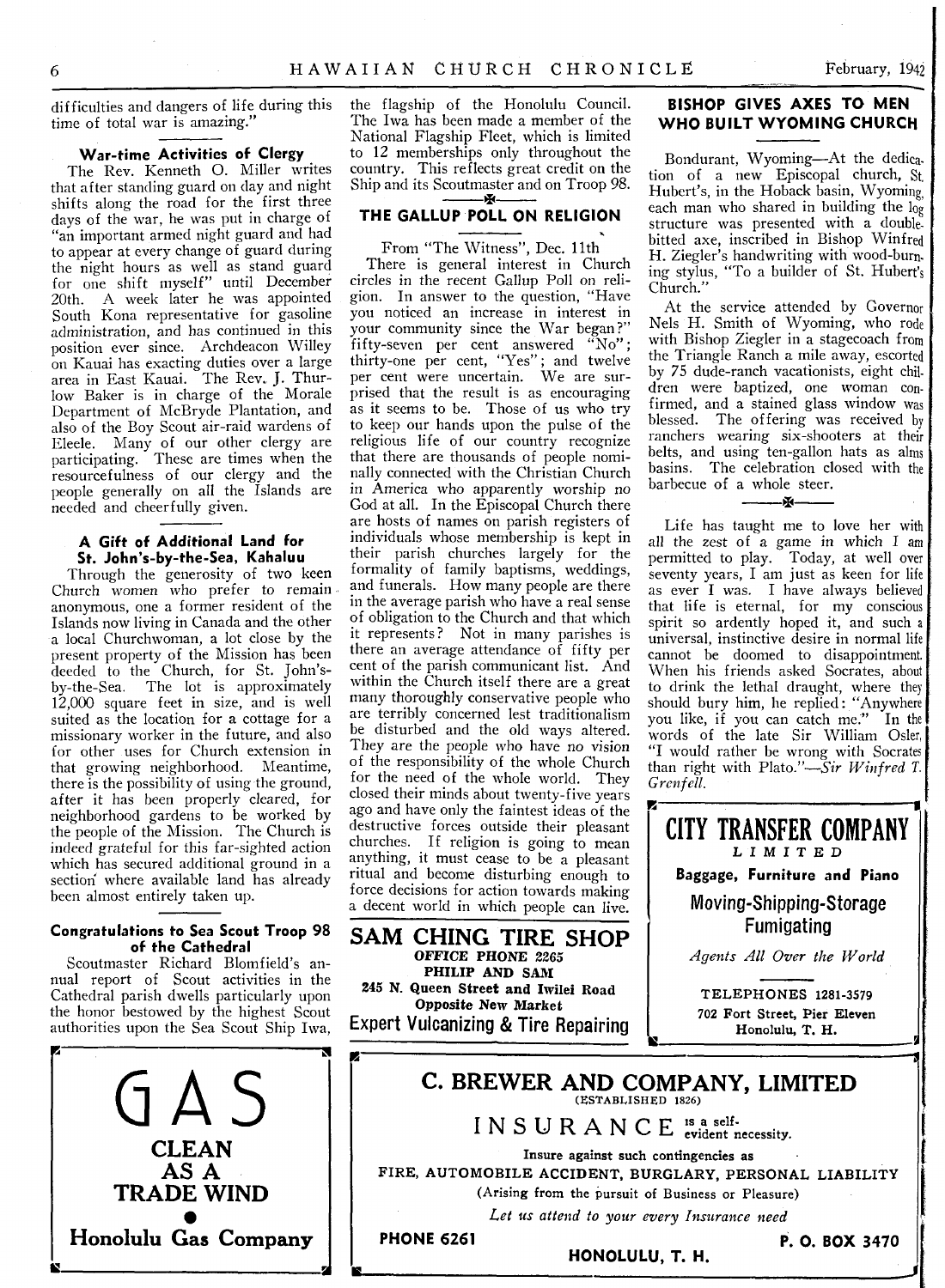difficulties and dangers of life during this time of total war is amazing."

### War-time Activities of Clergy

The Rev. Kenneth O. Miller writes that after standing guard on day and night shifts along the road for the first three days of the war, he was put in charge of "an important armed night guard and had to appear at every change of guard during the night hours as well as stand guard for one shift myself" until December 20th. A week later he was appointed South Kona representative for gasoline administration, and has continued in this position ever since. Archdeacon Willey on Kauai has exacting duties over a large area in East Kauai. The Rev. J. Thurlow Baker is in charge of the Morale Department of McBryde Plantation, and also of the Boy Scout air-raid wardens of Eleele. Many of our other clergy are participating. These are times when the resourcefulness of our clergy and the people generally on all the Islands are needed and cheerfully given.

### A Gift of Additional Land for St. John's-by-the-Sea, Kahaluu

Through the generosity of two keen Church women who prefer to remain anonymous, one a former resident of the Islands now living in Canada and the other a local Churchwoman, a lot close by the present property of the Mission has been deeded to the Church, for St. John's-by-the-Sea. The lot is approximately 12,000 square feet in size, and is well suited as the location for a cottage for a missionary worker in the future, and also for other uses for Church extension in that growing neighborhood. Meantime, there is the possibility of using the ground, after it has been properly cleared, for neighborhood gardens to be worked by the people of the Mission. The Church is indeed grateful for this far-sighted action which has secured additional ground in a section where available land has already been almost entirely taken up.

### Congratulations to Sea Scout Troop 98 of the Cathedral

Scoutmaster Richard Blomfield's annual report of Scout activities in the Cathedral parish dwells particularly upon the honor bestowed by the highest Scout authorities upon the Sea Scout Ship Iwa, the flagship of the Honolulu Council. The Iwa has been made a member of the National Flagship Fleet, which is limited to 12 memberships only throughout the country. This reflects great credit on the Ship and its Scoutmaster and on Troop 98.

### THE GALLUP POLL ON RELIGION

From "The Witness", Dec. 11th

There is general interest in Church circles in the recent Gallup Poll on religion. In answer to the question, "Have you noticed an increase in interest in your community since the War began?" fifty-seven per cent answered "No"; thirty-one per cent, "Yes"; and twelve per cent were uncertain. We are surprised that the result is as encouraging as it seems to be. Those of us who try to keep our hands upon the pulse of the religious life of our country recognize that there are thousands of people nominally connected with the Christian Church in America who apparently worship no God at all. In the Episcopal Church there are hosts of names on parish registers of individuals whose membership is kept in their parish churches largely for the formality of family baptisms, weddings, and funerals. How many people are there in the average parish who have a real sense of obligation to the Church and that which it represents? Not in many parishes is there an average attendance of fifty per cent of the parish communicant list. And within the Church itself there are a great many thoroughly conservative people who are terribly concerned lest traditionalism be disturbed and the old ways altered. They are the people who have no vision of the responsibility of the whole Church for the need of the whole world. They closed their minds about twenty-five years ago and have only the faintest ideas of the destructive forces outside their pleasant churches. If religion is going to mean anything, it must cease to be a pleasant ritual and become disturbing enough to force decisions for action towards making a decent world in which people can live.

### BISHOP GIVES AXES TO MEN WHO BUILT WYOMING CHURCH

Bondurant, Wyoming—At the dedication of a new Episcopal church, St. Hubert's, in the Hoback basin, Wyoming, each man who shared in building the log structure was presented with a double-bitted axe, inscribed in Bishop Winfred H. Ziegler's handwriting with wood-burning stylus, "To a builder of St. Hubert's Church."

At the service attended by Governor Nels H. Smith of Wyoming, who rode with Bishop Ziegler in a stagecoach from the Triangle Ranch a mile away, escorted by 75 dude-ranch vacationists, eight children were baptized, one woman confirmed, and a stained glass window was blessed. The offering was received by ranchers wearing six-shooters at their belts, and using ten-gallon hats as alms basins. The celebration closed with the barbecue of a whole steer.

Life has taught me to love her with all the zest of a game in which I am permitted to play. Today, at well over seventy years, I am just as keen for life as ever I was. I have always believed that life is eternal, for my conscious spirit so ardently hoped it, and such a universal, instinctive desire in normal life cannot be doomed to disappointment. When his friends asked Socrates, about to drink the lethal draught, where they should bury him, he replied: "Anywhere you like, if you can catch me." In the words of the late Sir William Osler, "I would rather be wrong with Socrates than right with Plato."—*Sir Winfred T. Grenfell.*

---

**SAM CHING TIRE SHOP**
*OFFICE PHONE 2265*
**PHILIP AND SAM**
**245 N. Queen Street and Iwilei Road**
**Opposite New Market**
**Expert Vulcanizing & Tire Repairing**

---

**CITY TRANSFER COMPANY**
**LIMITED**
**Baggage, Furniture and Piano**
**Moving-Shipping-Storage**
**Fumigating**
*Agents All Over the World*

**TELEPHONES 1281-3579**
**702 Fort Street, Pier Eleven**
**Honolulu, T. H.**

---

**GAS**
**CLEAN AS A TRADE WIND**
**Honolulu Gas Company**

---

**C. BREWER AND COMPANY, LIMITED**
(ESTABLISHED 1826)

**INSURANCE** is a self-evident necessity.

**Insure against such contingencies as**
**FIRE, AUTOMOBILE ACCIDENT, BURGLARY, PERSONAL LIABILITY**
(Arising from the pursuit of Business or Pleasure)
*Let us attend to your every Insurance need*

**PHONE 6261** **HONOLULU, T. H.** **P. O. BOX 3470**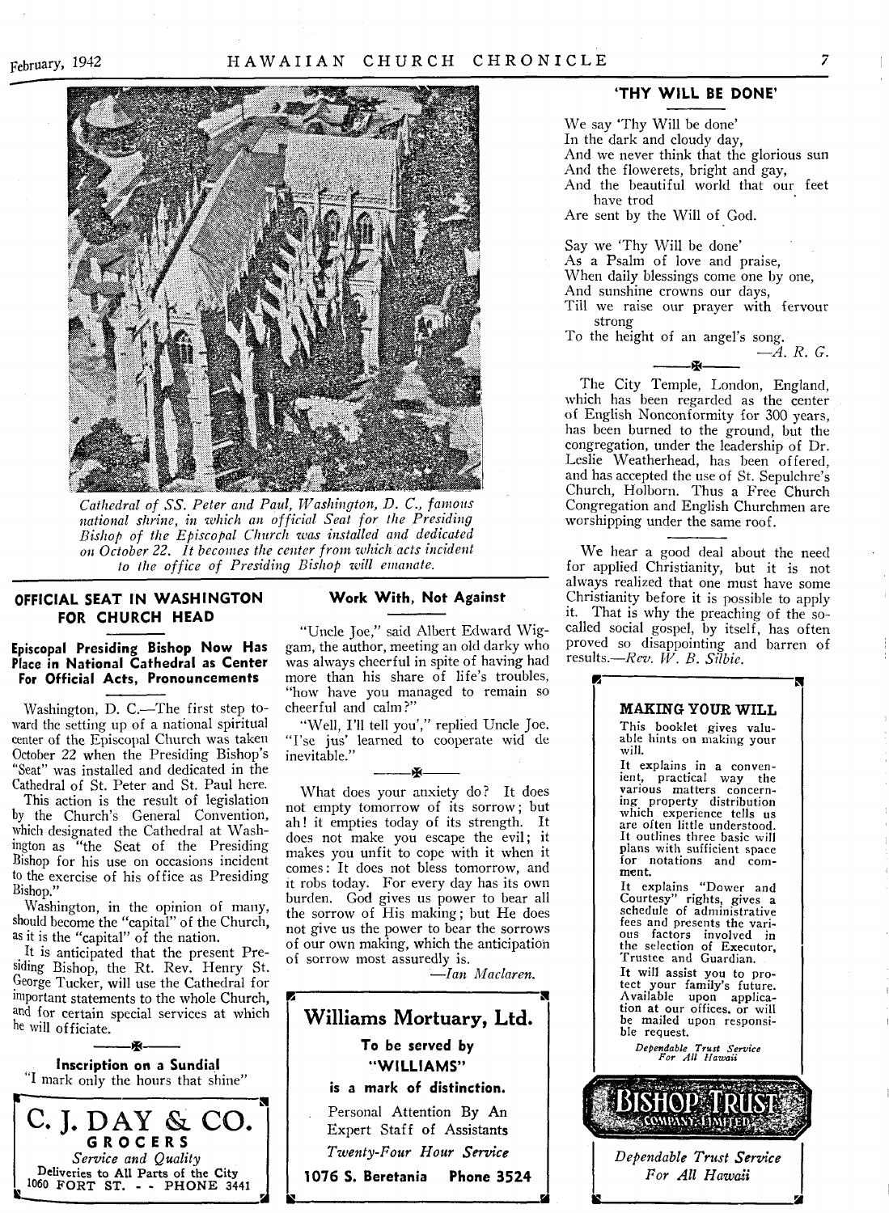*Cathedral of SS. Peter and Paul, Washington, D. C., famous national shrine, in which an official Seat for the Presiding Bishop of the Episcopal Church was installed and dedicated on October 22. It becomes the center from which acts incident to the office of Presiding Bishop will emanate.*

## OFFICIAL SEAT IN WASHINGTON FOR CHURCH HEAD

### Episcopal Presiding Bishop Now Has Place in National Cathedral as Center For Official Acts, Pronouncements

Washington, D. C.—The first step toward the setting up of a national spiritual center of the Episcopal Church was taken October 22 when the Presiding Bishop's "Seat" was installed and dedicated in the Cathedral of St. Peter and St. Paul here.

This action is the result of legislation by the Church's General Convention, which designated the Cathedral at Washington as "the Seat of the Presiding Bishop for his use on occasions incident to the exercise of his office as Presiding Bishop."

Washington, in the opinion of many, should become the "capital" of the Church, as it is the "capital" of the nation.

It is anticipated that the present Presiding Bishop, the Rt. Rev. Henry St. George Tucker, will use the Cathedral for important statements to the whole Church, and for certain special services at which he will officiate.

### Inscription on a Sundial

"I mark only the hours that shine"

---

**C. J. DAY & CO.**
**GROCERS**
*Service and Quality*
Deliveries to All Parts of the City
1060 FORT ST. - - PHONE 3441

---

## Work With, Not Against

"Uncle Joe," said Albert Edward Wiggam, the author, meeting an old darky who was always cheerful in spite of having had more than his share of life's troubles, "how have you managed to remain so cheerful and calm?"

"Well, I'll tell you'," replied Uncle Joe. "I'se jus' learned to cooperate wid de inevitable."

What does your anxiety do? It does not empty tomorrow of its sorrow; but ah! it empties today of its strength. It does not make you escape the evil; it makes you unfit to cope with it when it comes: It does not bless tomorrow, and it robs today. For every day has its own burden. God gives us power to bear all the sorrow of His making; but He does not give us the power to bear the sorrows of our own making, which the anticipation of sorrow most assuredly is.

—*Ian Maclaren.*

---

**Williams Mortuary, Ltd.**

**To be served by "WILLIAMS" is a mark of distinction.**

Personal Attention By An Expert Staff of Assistants

*Twenty-Four Hour Service*

**1076 S. Beretania Phone 3524**

---

## 'THY WILL BE DONE'

We say 'Thy Will be done'
In the dark and cloudy day,
And we never think that the glorious sun
And the flowerets, bright and gay,
And the beautiful world that our feet have trod
Are sent by the Will of God.

Say we 'Thy Will be done'
As a Psalm of love and praise,
When daily blessings come one by one,
And sunshine crowns our days,
Till we raise our prayer with fervour strong
To the height of an angel's song.

—*A. R. G.*

The City Temple, London, England, which has been regarded as the center of English Nonconformity for 300 years, has been burned to the ground, but the congregation, under the leadership of Dr. Leslie Weatherhead, has been offered, and has accepted the use of St. Sepulchre's Church, Holborn. Thus a Free Church Congregation and English Churchmen are worshipping under the same roof.

We hear a good deal about the need for applied Christianity, but it is not always realized that one must have some Christianity before it is possible to apply it. That is why the preaching of the so-called social gospel, by itself, has often proved so disappointing and barren of results.—*Rev. W. B. Silbie.*

---

**MAKING YOUR WILL**

This booklet gives valuable hints on making your will.

It explains in a convenient, practical way the various matters concerning property distribution which experience tells us are often little understood. It outlines three basic will plans with sufficient space for notations and comment.

It explains "Dower and Courtesy" rights, gives a schedule of administrative fees and presents the various factors involved in the selection of Executor, Trustee and Guardian.

It will assist you to protect your family's future. Available upon application at our offices, or will be mailed upon responsible request.

*Dependable Trust Service For All Hawaii*

**BISHOP TRUST COMPANY, LIMITED**

*Dependable Trust Service For All Hawaii*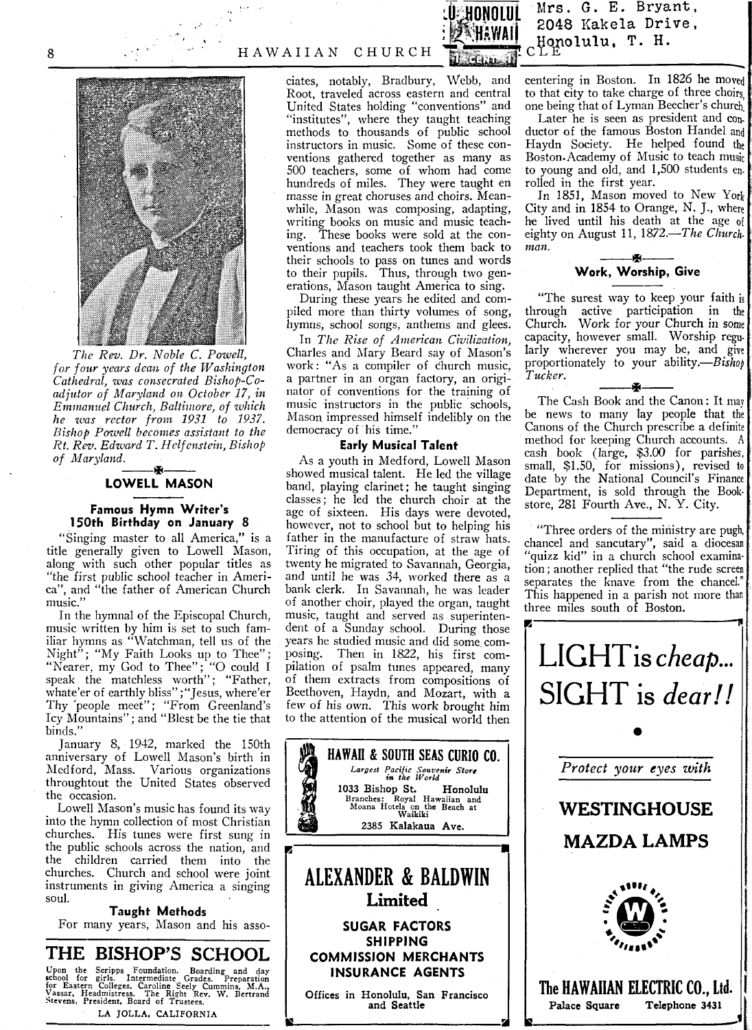Mrs. G. E. Bryant,
2048 Kakela Drive,
Honolulu, T. H.

*The Rev. Dr. Noble C. Powell, for four years dean of the Washington Cathedral, was consecrated Bishop-Coadjutor of Maryland on October 17, in Emmanuel Church, Baltimore, of which he was rector from 1931 to 1937. Bishop Powell becomes assistant to the Rt. Rev. Edward T. Helfenstein, Bishop of Maryland.*

## LOWELL MASON

### Famous Hymn Writer's 150th Birthday on January 8

"Singing master to all America," is a title generally given to Lowell Mason, along with such other popular titles as "the first public school teacher in America", and "the father of American Church music."

In the hymnal of the Episcopal Church, music written by him is set to such familiar hymns as "Watchman, tell us of the Night"; "My Faith Looks up to Thee"; "Nearer, my God to Thee"; "O could I speak the matchless worth"; "Father, whate'er of earthly bliss";"Jesus, where'er Thy people meet"; "From Greenland's Icy Mountains"; and "Blest be the tie that binds."

January 8, 1942, marked the 150th anniversary of Lowell Mason's birth in Medford, Mass. Various organizations throughtout the United States observed the occasion.

Lowell Mason's music has found its way into the hymn collection of most Christian churches. His tunes were first sung in the public schools across the nation, and the children carried them into the churches. Church and school were joint instruments in giving America a singing soul.

### Taught Methods

For many years, Mason and his associates, notably, Bradbury, Webb, and Root, traveled across eastern and central United States holding "conventions" and "institutes", where they taught teaching methods to thousands of public school instructors in music. Some of these conventions gathered together as many as 500 teachers, some of whom had come hundreds of miles. They were taught en masse in great choruses and choirs. Meanwhile, Mason was composing, adapting, writing books on music and music teaching. These books were sold at the conventions and teachers took them back to their schools to pass on tunes and words to their pupils. Thus, through two generations, Mason taught America to sing.

During these years he edited and compiled more than thirty volumes of song, hymns, school songs, anthems and glees.

In *The Rise of American Civilization*, Charles and Mary Beard say of Mason's work: "As a compiler of church music, a partner in an organ factory, an originator of conventions for the training of music instructors in the public schools, Mason impressed himself indelibly on the democracy of his time."

### Early Musical Talent

As a youth in Medford, Lowell Mason showed musical talent. He led the village band, playing clarinet; he taught singing classes; he led the church choir at the age of sixteen. His days were devoted, however, not to school but to helping his father in the manufacture of straw hats. Tiring of this occupation, at the age of twenty he migrated to Savannah, Georgia, and until he was 34, worked there as a bank clerk. In Savannah, he was leader of another choir, played the organ, taught music, taught and served as superintendent of a Sunday school. During those years he studied music and did some composing. Then in 1822, his first compilation of psalm tunes appeared, many of them extracts from compositions of Beethoven, Haydn, and Mozart, with a few of his own. This work brought him to the attention of the musical world then centering in Boston. In 1826 he moved to that city to take charge of three choirs, one being that of Lyman Beecher's church.

Later he is seen as president and conductor of the famous Boston Handel and Haydn Society. He helped found the Boston Academy of Music to teach music to young and old, and 1,500 students enrolled in the first year.

In 1851, Mason moved to New York City and in 1854 to Orange, N. J., where he lived until his death at the age of eighty on August 11, 1872.—*The Churchman.*

### Work, Worship, Give

"The surest way to keep your faith is through active participation in the Church. Work for your Church in some capacity, however small. Worship regularly wherever you may be, and give proportionately to your ability.—*Bishop Tucker.*

The Cash Book and the Canon: It may be news to many lay people that the Canons of the Church prescribe a definite method for keeping Church accounts. A cash book (large, $3.00 for parishes, small, $1.50, for missions), revised to date by the National Council's Finance Department, is sold through the Bookstore, 281 Fourth Ave., N. Y. City.

"Three orders of the ministry are pugh, chancel and sanctuary", said a diocesan "quizz kid" in a church school examination; another replied that "the rude screen separates the knave from the chancel." This happened in a parish not more than three miles south of Boston.

---

**THE BISHOP'S SCHOOL**

Upon the Scripps Foundation. Boarding and day school for girls. Intermediate Grades. Preparation for Eastern Colleges. Caroline Seely Cummins, M.A., Vassar, Headmistress. The Right Rev. W. Bertrand Stevens, President, Board of Trustees.

LA JOLLA, CALIFORNIA

---

**HAWAII & SOUTH SEAS CURIO CO.**

*Largest Pacific Souvenir Store in the World*

1033 Bishop St. Honolulu

Branches: Royal Hawaiian and Moana Hotels on the Beach at Waikiki

2385 Kalakaua Ave.

---

**ALEXANDER & BALDWIN Limited**

SUGAR FACTORS
SHIPPING
COMMISSION MERCHANTS
INSURANCE AGENTS

Offices in Honolulu, San Francisco and Seattle

---

**LIGHT is *cheap...* SIGHT is *dear!!***

*Protect your eyes with*

**WESTINGHOUSE MAZDA LAMPS**

**The HAWAIIAN ELECTRIC CO., Ltd.**

Palace Square Telephone 3431